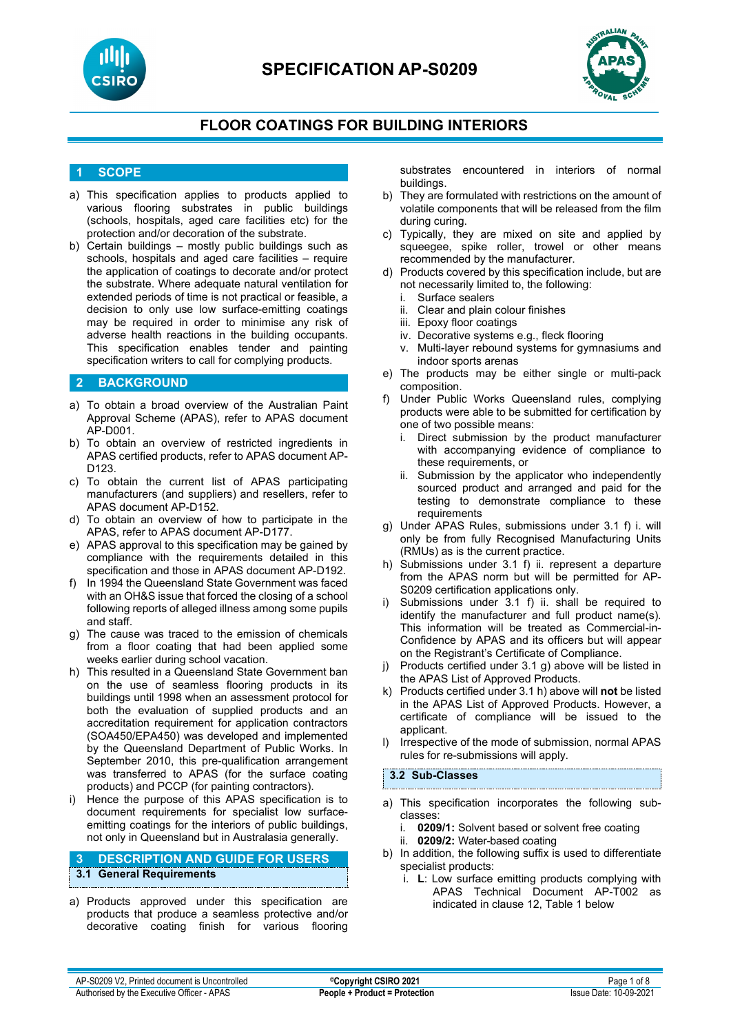# SPECIFICATION AP-S0209

## FLOOR COATINGS FOR BUILDING INTERIORS

## 1 SCOPE

a) This specification applies to products applied to various flooring substrates in public buildings (schools, hospitals, aged care facilities etc) for the protection and/or decoration of the substrate.

b) Certain buildings – mostly public buildings such as schools, hospitals and aged care facilities – require the application of coatings to decorate and/or protect the substrate. Where adequate natural ventilation for extended periods of time is not practical or feasible, a decision to only use low surface-emitting coatings may be required in order to minimise any risk of adverse health reactions in the building occupants. This specification enables tender and painting specification writers to call for complying products.

## 2 BACKGROUND

a) To obtain a broad overview of the Australian Paint Approval Scheme (APAS), refer to APAS document AP-D001.

b) To obtain an overview of restricted ingredients in APAS certified products, refer to APAS document AP-D123.

c) To obtain the current list of APAS participating manufacturers (and suppliers) and resellers, refer to APAS document AP-D152.

d) To obtain an overview of how to participate in the APAS, refer to APAS document AP-D177.

e) APAS approval to this specification may be gained by compliance with the requirements detailed in this specification and those in APAS document AP-D192.

f) In 1994 the Queensland State Government was faced with an OH&S issue that forced the closing of a school following reports of alleged illness among some pupils and staff.

g) The cause was traced to the emission of chemicals from a floor coating that had been applied some weeks earlier during school vacation.

h) This resulted in a Queensland State Government ban on the use of seamless flooring products in its buildings until 1998 when an assessment protocol for both the evaluation of supplied products and an accreditation requirement for application contractors (SOA450/EPA450) was developed and implemented by the Queensland Department of Public Works. In September 2010, this pre-qualification arrangement was transferred to APAS (for the surface coating products) and PCCP (for painting contractors).

i) Hence the purpose of this APAS specification is to document requirements for specialist low surface-emitting coatings for the interiors of public buildings, not only in Queensland but in Australasia generally.

## 3 DESCRIPTION AND GUIDE FOR USERS

### 3.1 General Requirements

a) Products approved under this specification are products that produce a seamless protective and/or decorative coating finish for various flooring substrates encountered in interiors of normal buildings.

b) They are formulated with restrictions on the amount of volatile components that will be released from the film during curing.

c) Typically, they are mixed on site and applied by squeegee, spike roller, trowel or other means recommended by the manufacturer.

d) Products covered by this specification include, but are not necessarily limited to, the following:
   i. Surface sealers
   ii. Clear and plain colour finishes
   iii. Epoxy floor coatings
   iv. Decorative systems e.g., fleck flooring
   v. Multi-layer rebound systems for gymnasiums and indoor sports arenas

e) The products may be either single or multi-pack composition.

f) Under Public Works Queensland rules, complying products were able to be submitted for certification by one of two possible means:
   i. Direct submission by the product manufacturer with accompanying evidence of compliance to these requirements, or
   ii. Submission by the applicator who independently sourced product and arranged and paid for the testing to demonstrate compliance to these requirements

g) Under APAS Rules, submissions under 3.1 f) i. will only be from fully Recognised Manufacturing Units (RMUs) as is the current practice.

h) Submissions under 3.1 f) ii. represent a departure from the APAS norm but will be permitted for AP-S0209 certification applications only.

i) Submissions under 3.1 f) ii. shall be required to identify the manufacturer and full product name(s). This information will be treated as Commercial-in-Confidence by APAS and its officers but will appear on the Registrant's Certificate of Compliance.

j) Products certified under 3.1 g) above will be listed in the APAS List of Approved Products.

k) Products certified under 3.1 h) above will **not** be listed in the APAS List of Approved Products. However, a certificate of compliance will be issued to the applicant.

l) Irrespective of the mode of submission, normal APAS rules for re-submissions will apply.

### 3.2 Sub-Classes

a) This specification incorporates the following sub-classes:
   i. **0209/1:** Solvent based or solvent free coating
   ii. **0209/2:** Water-based coating

b) In addition, the following suffix is used to differentiate specialist products:
   i. **L**: Low surface emitting products complying with APAS Technical Document AP-T002 as indicated in clause 12, Table 1 below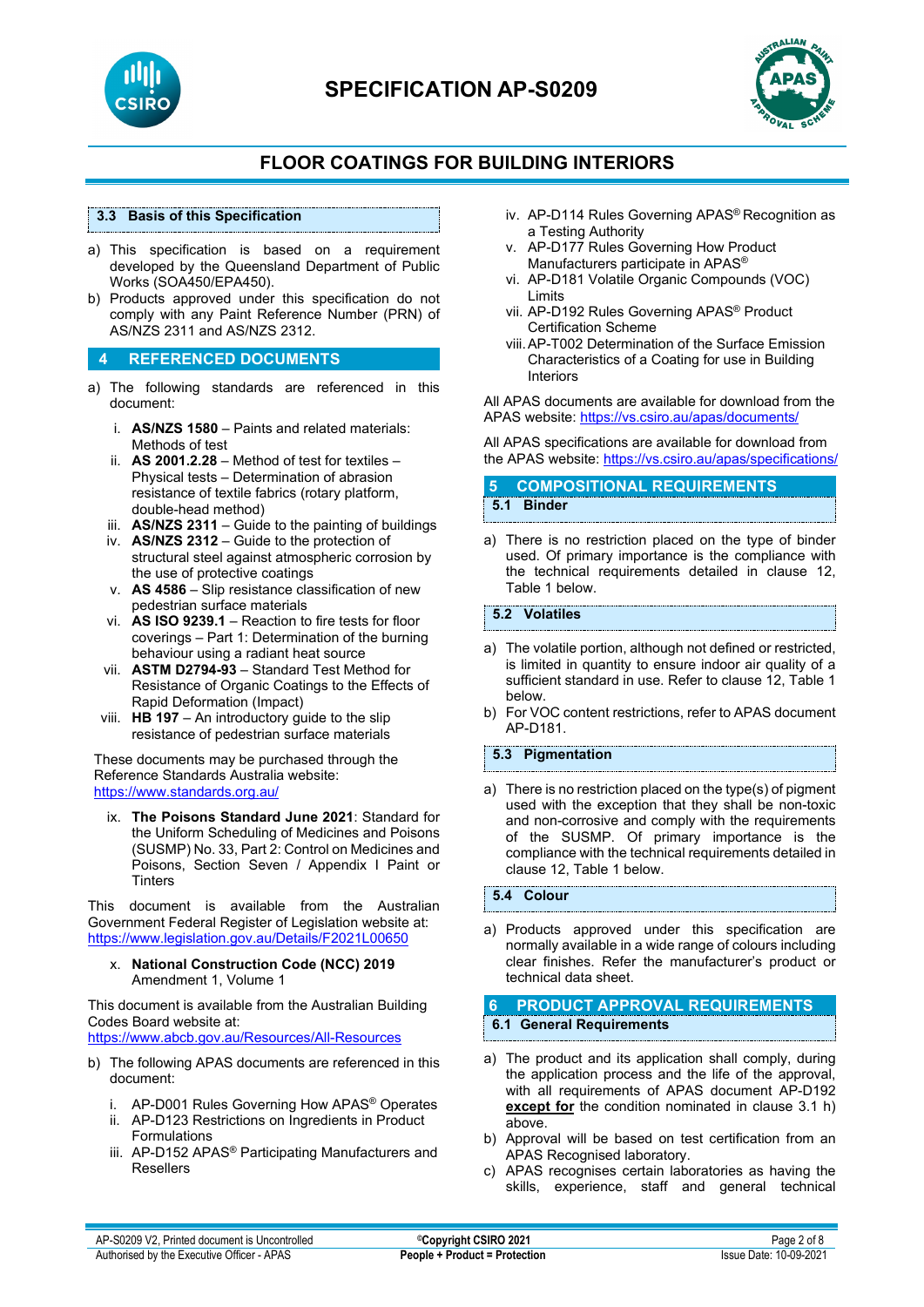### 3.3 Basis of this Specification

a) This specification is based on a requirement developed by the Queensland Department of Public Works (SOA450/EPA450).

b) Products approved under this specification do not comply with any Paint Reference Number (PRN) of AS/NZS 2311 and AS/NZS 2312.

## 4 REFERENCED DOCUMENTS

a) The following standards are referenced in this document:

   i. **AS/NZS 1580** – Paints and related materials: Methods of test
   ii. **AS 2001.2.28** – Method of test for textiles – Physical tests – Determination of abrasion resistance of textile fabrics (rotary platform, double-head method)
   iii. **AS/NZS 2311** – Guide to the painting of buildings
   iv. **AS/NZS 2312** – Guide to the protection of structural steel against atmospheric corrosion by the use of protective coatings
   v. **AS 4586** – Slip resistance classification of new pedestrian surface materials
   vi. **AS ISO 9239.1** – Reaction to fire tests for floor coverings – Part 1: Determination of the burning behaviour using a radiant heat source
   vii. **ASTM D2794-93** – Standard Test Method for Resistance of Organic Coatings to the Effects of Rapid Deformation (Impact)
   viii. **HB 197** – An introductory guide to the slip resistance of pedestrian surface materials

These documents may be purchased through the Reference Standards Australia website: https://www.standards.org.au/

   ix. **The Poisons Standard June 2021**: Standard for the Uniform Scheduling of Medicines and Poisons (SUSMP) No. 33, Part 2: Control on Medicines and Poisons, Section Seven / Appendix I Paint or Tinters

This document is available from the Australian Government Federal Register of Legislation website at: https://www.legislation.gov.au/Details/F2021L00650

   x. **National Construction Code (NCC) 2019** Amendment 1, Volume 1

This document is available from the Australian Building Codes Board website at: https://www.abcb.gov.au/Resources/All-Resources

b) The following APAS documents are referenced in this document:

   i. AP-D001 Rules Governing How APAS® Operates
   ii. AP-D123 Restrictions on Ingredients in Product Formulations
   iii. AP-D152 APAS® Participating Manufacturers and Resellers
   iv. AP-D114 Rules Governing APAS® Recognition as a Testing Authority
   v. AP-D177 Rules Governing How Product Manufacturers participate in APAS®
   vi. AP-D181 Volatile Organic Compounds (VOC) Limits
   vii. AP-D192 Rules Governing APAS® Product Certification Scheme
   viii. AP-T002 Determination of the Surface Emission Characteristics of a Coating for use in Building Interiors

All APAS documents are available for download from the APAS website: https://vs.csiro.au/apas/documents/

All APAS specifications are available for download from the APAS website: https://vs.csiro.au/apas/specifications/

## 5 COMPOSITIONAL REQUIREMENTS

### 5.1 Binder

a) There is no restriction placed on the type of binder used. Of primary importance is the compliance with the technical requirements detailed in clause 12, Table 1 below.

### 5.2 Volatiles

a) The volatile portion, although not defined or restricted, is limited in quantity to ensure indoor air quality of a sufficient standard in use. Refer to clause 12, Table 1 below.

b) For VOC content restrictions, refer to APAS document AP-D181.

### 5.3 Pigmentation

a) There is no restriction placed on the type(s) of pigment used with the exception that they shall be non-toxic and non-corrosive and comply with the requirements of the SUSMP. Of primary importance is the compliance with the technical requirements detailed in clause 12, Table 1 below.

### 5.4 Colour

a) Products approved under this specification are normally available in a wide range of colours including clear finishes. Refer the manufacturer's product or technical data sheet.

## 6 PRODUCT APPROVAL REQUIREMENTS

### 6.1 General Requirements

a) The product and its application shall comply, during the application process and the life of the approval, with all requirements of APAS document AP-D192 **except for** the condition nominated in clause 3.1 h) above.

b) Approval will be based on test certification from an APAS Recognised laboratory.

c) APAS recognises certain laboratories as having the skills, experience, staff and general technical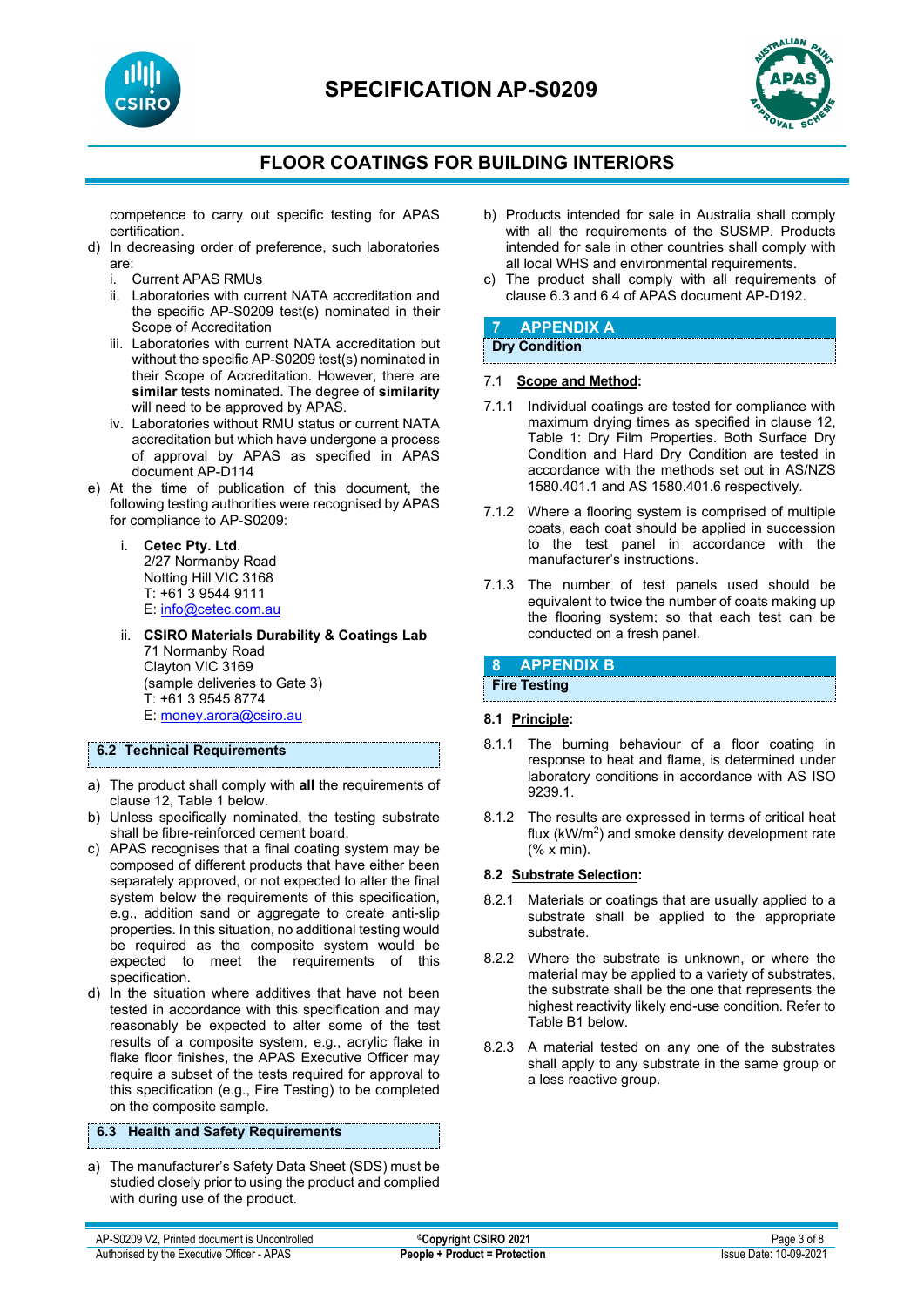competence to carry out specific testing for APAS certification.

d) In decreasing order of preference, such laboratories are:
   i. Current APAS RMUs
   ii. Laboratories with current NATA accreditation and the specific AP-S0209 test(s) nominated in their Scope of Accreditation
   iii. Laboratories with current NATA accreditation but without the specific AP-S0209 test(s) nominated in their Scope of Accreditation. However, there are **similar** tests nominated. The degree of **similarity** will need to be approved by APAS.
   iv. Laboratories without RMU status or current NATA accreditation but which have undergone a process of approval by APAS as specified in APAS document AP-D114

e) At the time of publication of this document, the following testing authorities were recognised by APAS for compliance to AP-S0209:

   i. **Cetec Pty. Ltd**.
   2/27 Normanby Road
   Notting Hill VIC 3168
   T: +61 3 9544 9111
   E: info@cetec.com.au

   ii. **CSIRO Materials Durability & Coatings Lab**
   71 Normanby Road
   Clayton VIC 3169
   (sample deliveries to Gate 3)
   T: +61 3 9545 8774
   E: money.arora@csiro.au

### 6.2 Technical Requirements

a) The product shall comply with **all** the requirements of clause 12, Table 1 below.

b) Unless specifically nominated, the testing substrate shall be fibre-reinforced cement board.

c) APAS recognises that a final coating system may be composed of different products that have either been separately approved, or not expected to alter the final system below the requirements of this specification, e.g., addition sand or aggregate to create anti-slip properties. In this situation, no additional testing would be required as the composite system would be expected to meet the requirements of this specification.

d) In the situation where additives that have not been tested in accordance with this specification and may reasonably be expected to alter some of the test results of a composite system, e.g., acrylic flake in flake floor finishes, the APAS Executive Officer may require a subset of the tests required for approval to this specification (e.g., Fire Testing) to be completed on the composite sample.

### 6.3 Health and Safety Requirements

a) The manufacturer's Safety Data Sheet (SDS) must be studied closely prior to using the product and complied with during use of the product.

b) Products intended for sale in Australia shall comply with all the requirements of the SUSMP. Products intended for sale in other countries shall comply with all local WHS and environmental requirements.

c) The product shall comply with all requirements of clause 6.3 and 6.4 of APAS document AP-D192.

## 7 APPENDIX A

**Dry Condition**

7.1 **Scope and Method:**

7.1.1 Individual coatings are tested for compliance with maximum drying times as specified in clause 12, Table 1: Dry Film Properties. Both Surface Dry Condition and Hard Dry Condition are tested in accordance with the methods set out in AS/NZS 1580.401.1 and AS 1580.401.6 respectively.

7.1.2 Where a flooring system is comprised of multiple coats, each coat should be applied in succession to the test panel in accordance with the manufacturer's instructions.

7.1.3 The number of test panels used should be equivalent to twice the number of coats making up the flooring system; so that each test can be conducted on a fresh panel.

## 8 APPENDIX B

**Fire Testing**

**8.1 Principle:**

8.1.1 The burning behaviour of a floor coating in response to heat and flame, is determined under laboratory conditions in accordance with AS ISO 9239.1.

8.1.2 The results are expressed in terms of critical heat flux ($kW/m^2$) and smoke density development rate (% x min).

**8.2 Substrate Selection:**

8.2.1 Materials or coatings that are usually applied to a substrate shall be applied to the appropriate substrate.

8.2.2 Where the substrate is unknown, or where the material may be applied to a variety of substrates, the substrate shall be the one that represents the highest reactivity likely end-use condition. Refer to Table B1 below.

8.2.3 A material tested on any one of the substrates shall apply to any substrate in the same group or a less reactive group.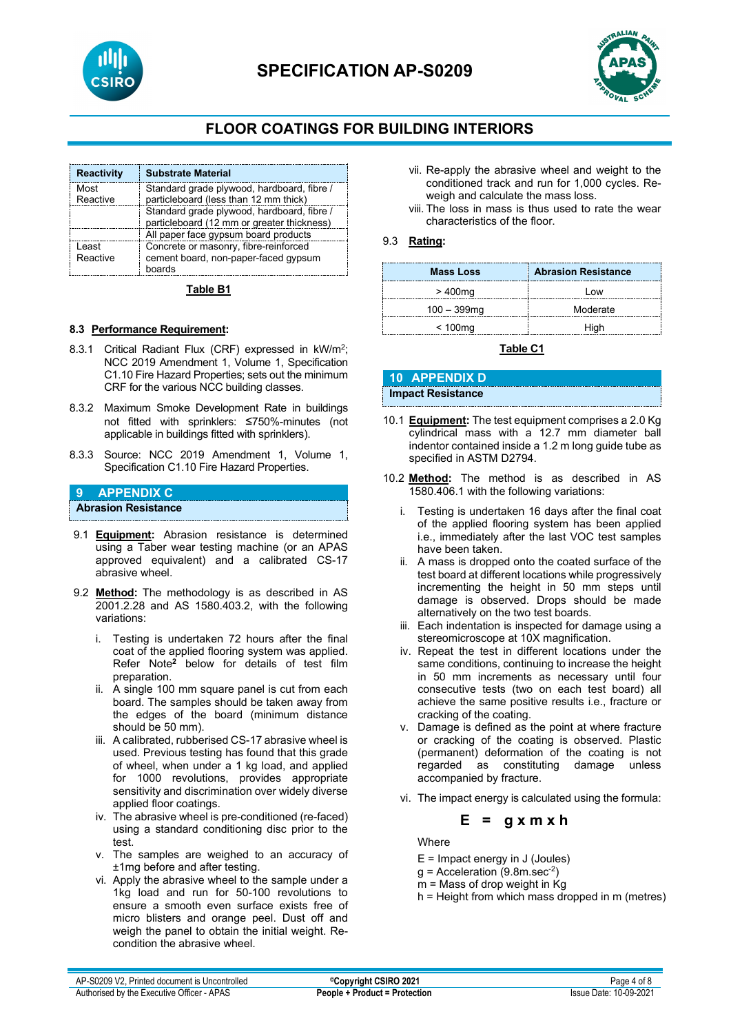## FLOOR COATINGS FOR BUILDING INTERIORS

| Reactivity | Substrate Material |
|---|---|
| Most Reactive | Standard grade plywood, hardboard, fibre / particleboard (less than 12 mm thick) |
| | Standard grade plywood, hardboard, fibre / particleboard (12 mm or greater thickness) |
| | All paper face gypsum board products |
| Least Reactive | Concrete or masonry, fibre-reinforced cement board, non-paper-faced gypsum boards |

**Table B1**

### 8.3 Performance Requirement:

8.3.1 Critical Radiant Flux (CRF) expressed in kW/m$^2$; NCC 2019 Amendment 1, Volume 1, Specification C1.10 Fire Hazard Properties; sets out the minimum CRF for the various NCC building classes.

8.3.2 Maximum Smoke Development Rate in buildings not fitted with sprinklers: ≤750%-minutes (not applicable in buildings fitted with sprinklers).

8.3.3 Source: NCC 2019 Amendment 1, Volume 1, Specification C1.10 Fire Hazard Properties.

## 9 APPENDIX C

**Abrasion Resistance**

9.1 **Equipment:** Abrasion resistance is determined using a Taber wear testing machine (or an APAS approved equivalent) and a calibrated CS-17 abrasive wheel.

9.2 **Method:** The methodology is as described in AS 2001.2.28 and AS 1580.403.2, with the following variations:

i. Testing is undertaken 72 hours after the final coat of the applied flooring system was applied. Refer Note**2** below for details of test film preparation.

ii. A single 100 mm square panel is cut from each board. The samples should be taken away from the edges of the board (minimum distance should be 50 mm).

iii. A calibrated, rubberised CS-17 abrasive wheel is used. Previous testing has found that this grade of wheel, when under a 1 kg load, and applied for 1000 revolutions, provides appropriate sensitivity and discrimination over widely diverse applied floor coatings.

iv. The abrasive wheel is pre-conditioned (re-faced) using a standard conditioning disc prior to the test.

v. The samples are weighed to an accuracy of ±1mg before and after testing.

vi. Apply the abrasive wheel to the sample under a 1kg load and run for 50-100 revolutions to ensure a smooth even surface exists free of micro blisters and orange peel. Dust off and weigh the panel to obtain the initial weight. Re-condition the abrasive wheel.

vii. Re-apply the abrasive wheel and weight to the conditioned track and run for 1,000 cycles. Re-weigh and calculate the mass loss.

viii. The loss in mass is thus used to rate the wear characteristics of the floor.

9.3 **Rating:**

| Mass Loss | Abrasion Resistance |
|---|---|
| > 400mg | Low |
| 100 – 399mg | Moderate |
| < 100mg | High |

**Table C1**

## 10 APPENDIX D

**Impact Resistance**

10.1 **Equipment:** The test equipment comprises a 2.0 Kg cylindrical mass with a 12.7 mm diameter ball indentor contained inside a 1.2 m long guide tube as specified in ASTM D2794.

10.2 **Method:** The method is as described in AS 1580.406.1 with the following variations:

i. Testing is undertaken 16 days after the final coat of the applied flooring system has been applied i.e., immediately after the last VOC test samples have been taken.

ii. A mass is dropped onto the coated surface of the test board at different locations while progressively incrementing the height in 50 mm steps until damage is observed. Drops should be made alternatively on the two test boards.

iii. Each indentation is inspected for damage using a stereomicroscope at 10X magnification.

iv. Repeat the test in different locations under the same conditions, continuing to increase the height in 50 mm increments as necessary until four consecutive tests (two on each test board) all achieve the same positive results i.e., fracture or cracking of the coating.

v. Damage is defined as the point at where fracture or cracking of the coating is observed. Plastic (permanent) deformation of the coating is not regarded as constituting damage unless accompanied by fracture.

vi. The impact energy is calculated using the formula:

$$E = g \times m \times h$$

Where

E = Impact energy in J (Joules)
g = Acceleration (9.8m.sec$^{-2}$)
m = Mass of drop weight in Kg
h = Height from which mass dropped in m (metres)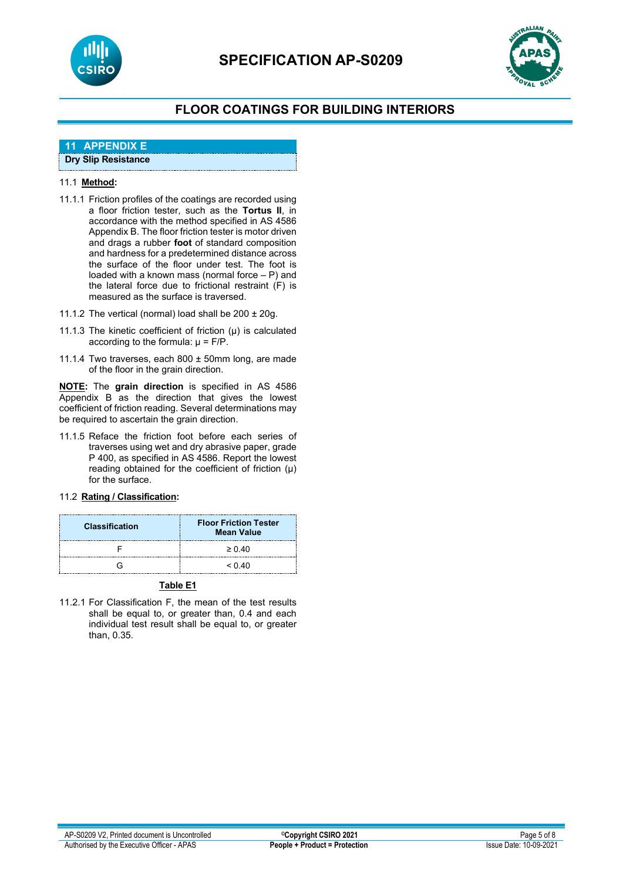## 11 APPENDIX E

### Dry Slip Resistance

11.1 **Method:**

11.1.1 Friction profiles of the coatings are recorded using a floor friction tester, such as the **Tortus II**, in accordance with the method specified in AS 4586 Appendix B. The floor friction tester is motor driven and drags a rubber **foot** of standard composition and hardness for a predetermined distance across the surface of the floor under test. The foot is loaded with a known mass (normal force – P) and the lateral force due to frictional restraint (F) is measured as the surface is traversed.

11.1.2 The vertical (normal) load shall be 200 ± 20g.

11.1.3 The kinetic coefficient of friction (μ) is calculated according to the formula: $\mu = F/P$.

11.1.4 Two traverses, each 800 ± 50mm long, are made of the floor in the grain direction.

**NOTE:** The **grain direction** is specified in AS 4586 Appendix B as the direction that gives the lowest coefficient of friction reading. Several determinations may be required to ascertain the grain direction.

11.1.5 Reface the friction foot before each series of traverses using wet and dry abrasive paper, grade P 400, as specified in AS 4586. Report the lowest reading obtained for the coefficient of friction (μ) for the surface.

11.2 **Rating / Classification:**

| Classification | Floor Friction Tester Mean Value |
|---|---|
| F | ≥ 0.40 |
| G | < 0.40 |

**Table E1**

11.2.1 For Classification F, the mean of the test results shall be equal to, or greater than, 0.4 and each individual test result shall be equal to, or greater than, 0.35.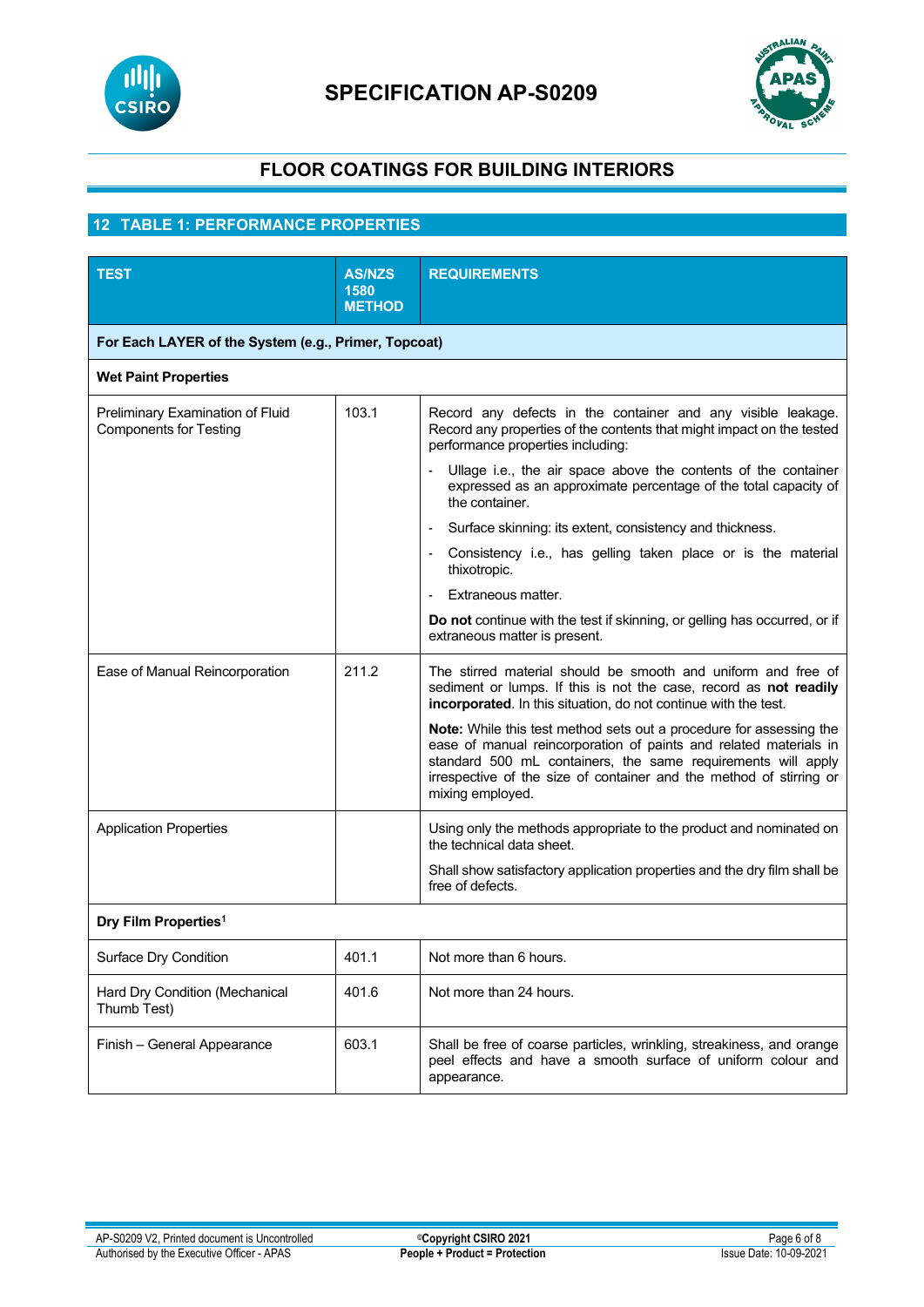## 12 TABLE 1: PERFORMANCE PROPERTIES

| TEST | AS/NZS 1580 METHOD | REQUIREMENTS |
|---|---|---|
| **For Each LAYER of the System (e.g., Primer, Topcoat)** | | |
| **Wet Paint Properties** | | |
| Preliminary Examination of Fluid Components for Testing | 103.1 | Record any defects in the container and any visible leakage. Record any properties of the contents that might impact on the tested performance properties including:<br>- Ullage i.e., the air space above the contents of the container expressed as an approximate percentage of the total capacity of the container.<br>- Surface skinning: its extent, consistency and thickness.<br>- Consistency i.e., has gelling taken place or is the material thixotropic.<br>- Extraneous matter.<br>**Do not** continue with the test if skinning, or gelling has occurred, or if extraneous matter is present. |
| Ease of Manual Reincorporation | 211.2 | The stirred material should be smooth and uniform and free of sediment or lumps. If this is not the case, record as **not readily incorporated**. In this situation, do not continue with the test.<br>**Note:** While this test method sets out a procedure for assessing the ease of manual reincorporation of paints and related materials in standard 500 mL containers, the same requirements will apply irrespective of the size of container and the method of stirring or mixing employed. |
| Application Properties | | Using only the methods appropriate to the product and nominated on the technical data sheet.<br>Shall show satisfactory application properties and the dry film shall be free of defects. |
| **Dry Film Properties[1]** | | |
| Surface Dry Condition | 401.1 | Not more than 6 hours. |
| Hard Dry Condition (Mechanical Thumb Test) | 401.6 | Not more than 24 hours. |
| Finish – General Appearance | 603.1 | Shall be free of coarse particles, wrinkling, streakiness, and orange peel effects and have a smooth surface of uniform colour and appearance. |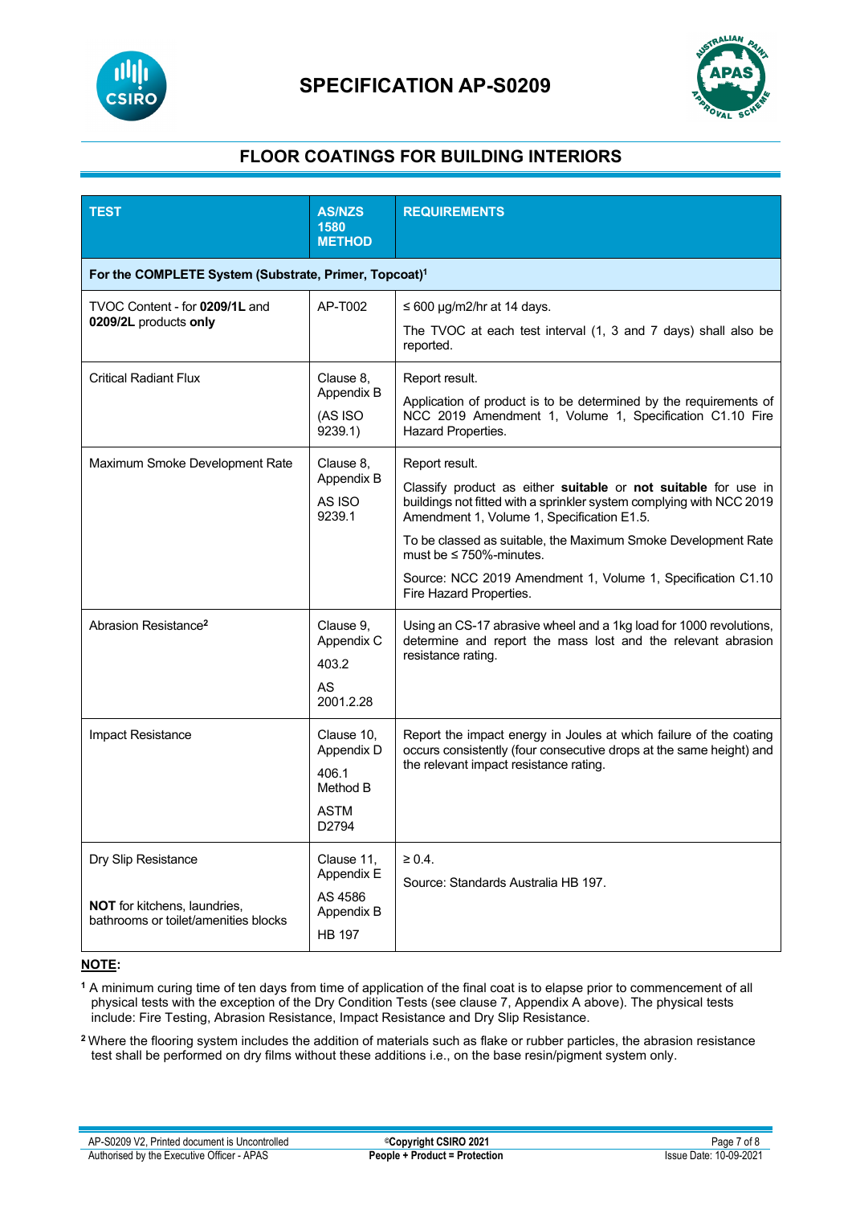# SPECIFICATION AP-S0209

## FLOOR COATINGS FOR BUILDING INTERIORS

| TEST | AS/NZS 1580 METHOD | REQUIREMENTS |
|---|---|---|
| **For the COMPLETE System (Substrate, Primer, Topcoat)[1]** | | |
| TVOC Content - for **0209/1L** and **0209/2L** products **only** | AP-T002 | ≤ 600 µg/m2/hr at 14 days. The TVOC at each test interval (1, 3 and 7 days) shall also be reported. |
| Critical Radiant Flux | Clause 8, Appendix B (AS ISO 9239.1) | Report result. Application of product is to be determined by the requirements of NCC 2019 Amendment 1, Volume 1, Specification C1.10 Fire Hazard Properties. |
| Maximum Smoke Development Rate | Clause 8, Appendix B AS ISO 9239.1 | Report result. Classify product as either **suitable** or **not suitable** for use in buildings not fitted with a sprinkler system complying with NCC 2019 Amendment 1, Volume 1, Specification E1.5. To be classed as suitable, the Maximum Smoke Development Rate must be ≤ 750%-minutes. Source: NCC 2019 Amendment 1, Volume 1, Specification C1.10 Fire Hazard Properties. |
| Abrasion Resistance[2] | Clause 9, Appendix C 403.2 AS 2001.2.28 | Using an CS-17 abrasive wheel and a 1kg load for 1000 revolutions, determine and report the mass lost and the relevant abrasion resistance rating. |
| Impact Resistance | Clause 10, Appendix D 406.1 Method B ASTM D2794 | Report the impact energy in Joules at which failure of the coating occurs consistently (four consecutive drops at the same height) and the relevant impact resistance rating. |
| Dry Slip Resistance **NOT** for kitchens, laundries, bathrooms or toilet/amenities blocks | Clause 11, Appendix E AS 4586 Appendix B HB 197 | ≥ 0.4. Source: Standards Australia HB 197. |

**NOTE:**

[1] A minimum curing time of ten days from time of application of the final coat is to elapse prior to commencement of all physical tests with the exception of the Dry Condition Tests (see clause 7, Appendix A above). The physical tests include: Fire Testing, Abrasion Resistance, Impact Resistance and Dry Slip Resistance.

[2] Where the flooring system includes the addition of materials such as flake or rubber particles, the abrasion resistance test shall be performed on dry films without these additions i.e., on the base resin/pigment system only.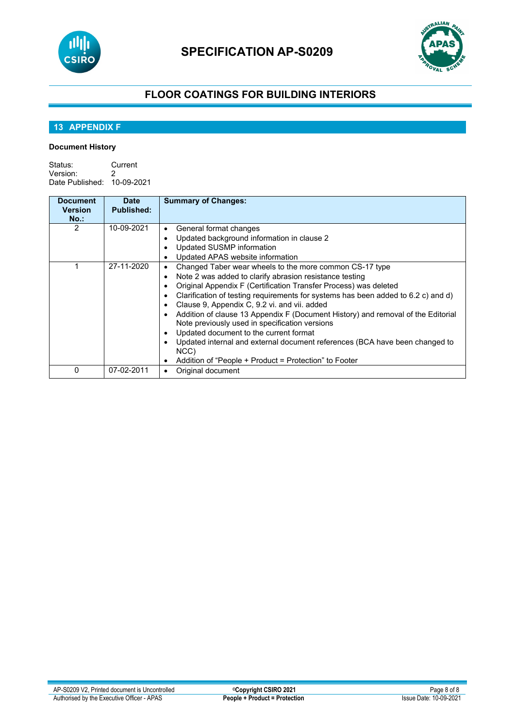## 13 APPENDIX F

**Document History**

Status: Current
Version: 2
Date Published: 10-09-2021

| Document Version No.: | Date Published: | Summary of Changes: |
|---|---|---|
| 2 | 10-09-2021 | • General format changes<br>• Updated background information in clause 2<br>• Updated SUSMP information<br>• Updated APAS website information |
| 1 | 27-11-2020 | • Changed Taber wear wheels to the more common CS-17 type<br>• Note 2 was added to clarify abrasion resistance testing<br>• Original Appendix F (Certification Transfer Process) was deleted<br>• Clarification of testing requirements for systems has been added to 6.2 c) and d)<br>• Clause 9, Appendix C, 9.2 vi. and vii. added<br>• Addition of clause 13 Appendix F (Document History) and removal of the Editorial Note previously used in specification versions<br>• Updated document to the current format<br>• Updated internal and external document references (BCA have been changed to NCC)<br>• Addition of "People + Product = Protection" to Footer |
| 0 | 07-02-2011 | • Original document |